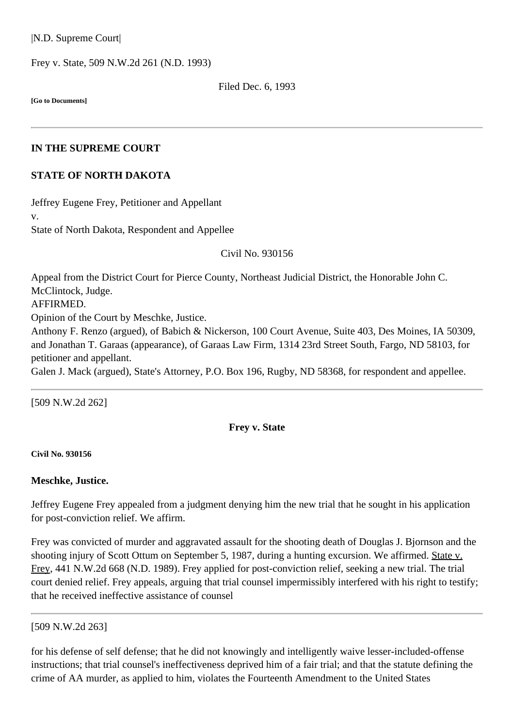|N.D. Supreme Court|

Frey v. State, 509 N.W.2d 261 (N.D. 1993)

Filed Dec. 6, 1993

**[Go to Documents]**

---

**IN THE SUPREME COURT**

**STATE OF NORTH DAKOTA**

Jeffrey Eugene Frey, Petitioner and Appellant
v.
State of North Dakota, Respondent and Appellee

Civil No. 930156

Appeal from the District Court for Pierce County, Northeast Judicial District, the Honorable John C. McClintock, Judge.
AFFIRMED.
Opinion of the Court by Meschke, Justice.
Anthony F. Renzo (argued), of Babich & Nickerson, 100 Court Avenue, Suite 403, Des Moines, IA 50309, and Jonathan T. Garaas (appearance), of Garaas Law Firm, 1314 23rd Street South, Fargo, ND 58103, for petitioner and appellant.
Galen J. Mack (argued), State's Attorney, P.O. Box 196, Rugby, ND 58368, for respondent and appellee.

---

[509 N.W.2d 262]

**Frey v. State**

**Civil No. 930156**

**Meschke, Justice.**

Jeffrey Eugene Frey appealed from a judgment denying him the new trial that he sought in his application for post-conviction relief. We affirm.

Frey was convicted of murder and aggravated assault for the shooting death of Douglas J. Bjornson and the shooting injury of Scott Ottum on September 5, 1987, during a hunting excursion. We affirmed. State v. Frey, 441 N.W.2d 668 (N.D. 1989). Frey applied for post-conviction relief, seeking a new trial. The trial court denied relief. Frey appeals, arguing that trial counsel impermissibly interfered with his right to testify; that he received ineffective assistance of counsel

---

[509 N.W.2d 263]

for his defense of self defense; that he did not knowingly and intelligently waive lesser-included-offense instructions; that trial counsel's ineffectiveness deprived him of a fair trial; and that the statute defining the crime of AA murder, as applied to him, violates the Fourteenth Amendment to the United States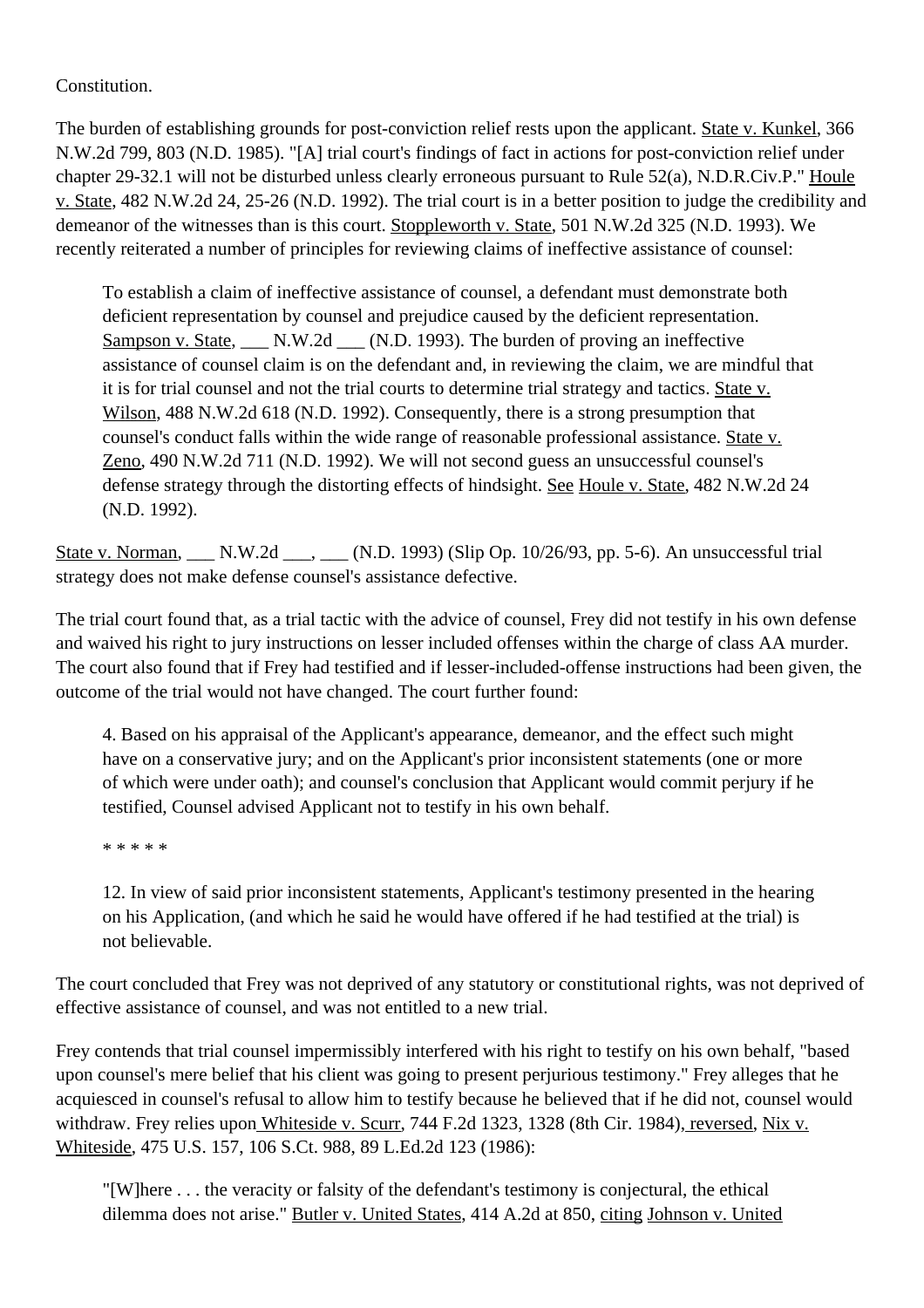Constitution.

The burden of establishing grounds for post-conviction relief rests upon the applicant. State v. Kunkel, 366 N.W.2d 799, 803 (N.D. 1985). "[A] trial court's findings of fact in actions for post-conviction relief under chapter 29-32.1 will not be disturbed unless clearly erroneous pursuant to Rule 52(a), N.D.R.Civ.P." Houle v. State, 482 N.W.2d 24, 25-26 (N.D. 1992). The trial court is in a better position to judge the credibility and demeanor of the witnesses than is this court. Stoppleworth v. State, 501 N.W.2d 325 (N.D. 1993). We recently reiterated a number of principles for reviewing claims of ineffective assistance of counsel:

> To establish a claim of ineffective assistance of counsel, a defendant must demonstrate both deficient representation by counsel and prejudice caused by the deficient representation. Sampson v. State, ___ N.W.2d ___ (N.D. 1993). The burden of proving an ineffective assistance of counsel claim is on the defendant and, in reviewing the claim, we are mindful that it is for trial counsel and not the trial courts to determine trial strategy and tactics. State v. Wilson, 488 N.W.2d 618 (N.D. 1992). Consequently, there is a strong presumption that counsel's conduct falls within the wide range of reasonable professional assistance. State v. Zeno, 490 N.W.2d 711 (N.D. 1992). We will not second guess an unsuccessful counsel's defense strategy through the distorting effects of hindsight. See Houle v. State, 482 N.W.2d 24 (N.D. 1992).

State v. Norman, ___ N.W.2d ___, ___ (N.D. 1993) (Slip Op. 10/26/93, pp. 5-6). An unsuccessful trial strategy does not make defense counsel's assistance defective.

The trial court found that, as a trial tactic with the advice of counsel, Frey did not testify in his own defense and waived his right to jury instructions on lesser included offenses within the charge of class AA murder. The court also found that if Frey had testified and if lesser-included-offense instructions had been given, the outcome of the trial would not have changed. The court further found:

> 4. Based on his appraisal of the Applicant's appearance, demeanor, and the effect such might have on a conservative jury; and on the Applicant's prior inconsistent statements (one or more of which were under oath); and counsel's conclusion that Applicant would commit perjury if he testified, Counsel advised Applicant not to testify in his own behalf.
>
> * * * * *
>
> 12. In view of said prior inconsistent statements, Applicant's testimony presented in the hearing on his Application, (and which he said he would have offered if he had testified at the trial) is not believable.

The court concluded that Frey was not deprived of any statutory or constitutional rights, was not deprived of effective assistance of counsel, and was not entitled to a new trial.

Frey contends that trial counsel impermissibly interfered with his right to testify on his own behalf, "based upon counsel's mere belief that his client was going to present perjurious testimony." Frey alleges that he acquiesced in counsel's refusal to allow him to testify because he believed that if he did not, counsel would withdraw. Frey relies upon Whiteside v. Scurr, 744 F.2d 1323, 1328 (8th Cir. 1984), reversed, Nix v. Whiteside, 475 U.S. 157, 106 S.Ct. 988, 89 L.Ed.2d 123 (1986):

> "[W]here . . . the veracity or falsity of the defendant's testimony is conjectural, the ethical dilemma does not arise." Butler v. United States, 414 A.2d at 850, citing Johnson v. United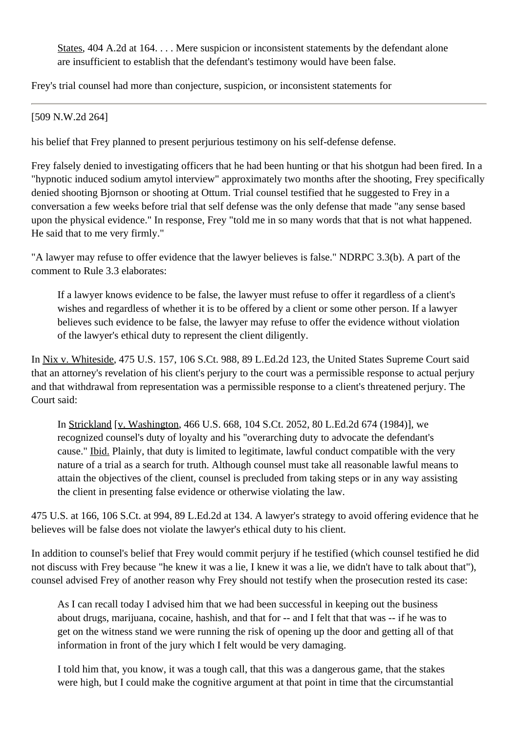> States, 404 A.2d at 164. . . . Mere suspicion or inconsistent statements by the defendant alone are insufficient to establish that the defendant's testimony would have been false.

Frey's trial counsel had more than conjecture, suspicion, or inconsistent statements for

---

[509 N.W.2d 264]

his belief that Frey planned to present perjurious testimony on his self-defense defense.

Frey falsely denied to investigating officers that he had been hunting or that his shotgun had been fired. In a "hypnotic induced sodium amytol interview" approximately two months after the shooting, Frey specifically denied shooting Bjornson or shooting at Ottum. Trial counsel testified that he suggested to Frey in a conversation a few weeks before trial that self defense was the only defense that made "any sense based upon the physical evidence." In response, Frey "told me in so many words that that is not what happened. He said that to me very firmly."

"A lawyer may refuse to offer evidence that the lawyer believes is false." NDRPC 3.3(b). A part of the comment to Rule 3.3 elaborates:

> If a lawyer knows evidence to be false, the lawyer must refuse to offer it regardless of a client's wishes and regardless of whether it is to be offered by a client or some other person. If a lawyer believes such evidence to be false, the lawyer may refuse to offer the evidence without violation of the lawyer's ethical duty to represent the client diligently.

In Nix v. Whiteside, 475 U.S. 157, 106 S.Ct. 988, 89 L.Ed.2d 123, the United States Supreme Court said that an attorney's revelation of his client's perjury to the court was a permissible response to actual perjury and that withdrawal from representation was a permissible response to a client's threatened perjury. The Court said:

> In Strickland [v. Washington, 466 U.S. 668, 104 S.Ct. 2052, 80 L.Ed.2d 674 (1984)], we recognized counsel's duty of loyalty and his "overarching duty to advocate the defendant's cause." Ibid. Plainly, that duty is limited to legitimate, lawful conduct compatible with the very nature of a trial as a search for truth. Although counsel must take all reasonable lawful means to attain the objectives of the client, counsel is precluded from taking steps or in any way assisting the client in presenting false evidence or otherwise violating the law.

475 U.S. at 166, 106 S.Ct. at 994, 89 L.Ed.2d at 134. A lawyer's strategy to avoid offering evidence that he believes will be false does not violate the lawyer's ethical duty to his client.

In addition to counsel's belief that Frey would commit perjury if he testified (which counsel testified he did not discuss with Frey because "he knew it was a lie, I knew it was a lie, we didn't have to talk about that"), counsel advised Frey of another reason why Frey should not testify when the prosecution rested its case:

> As I can recall today I advised him that we had been successful in keeping out the business about drugs, marijuana, cocaine, hashish, and that for -- and I felt that that was -- if he was to get on the witness stand we were running the risk of opening up the door and getting all of that information in front of the jury which I felt would be very damaging.
>
> I told him that, you know, it was a tough call, that this was a dangerous game, that the stakes were high, but I could make the cognitive argument at that point in time that the circumstantial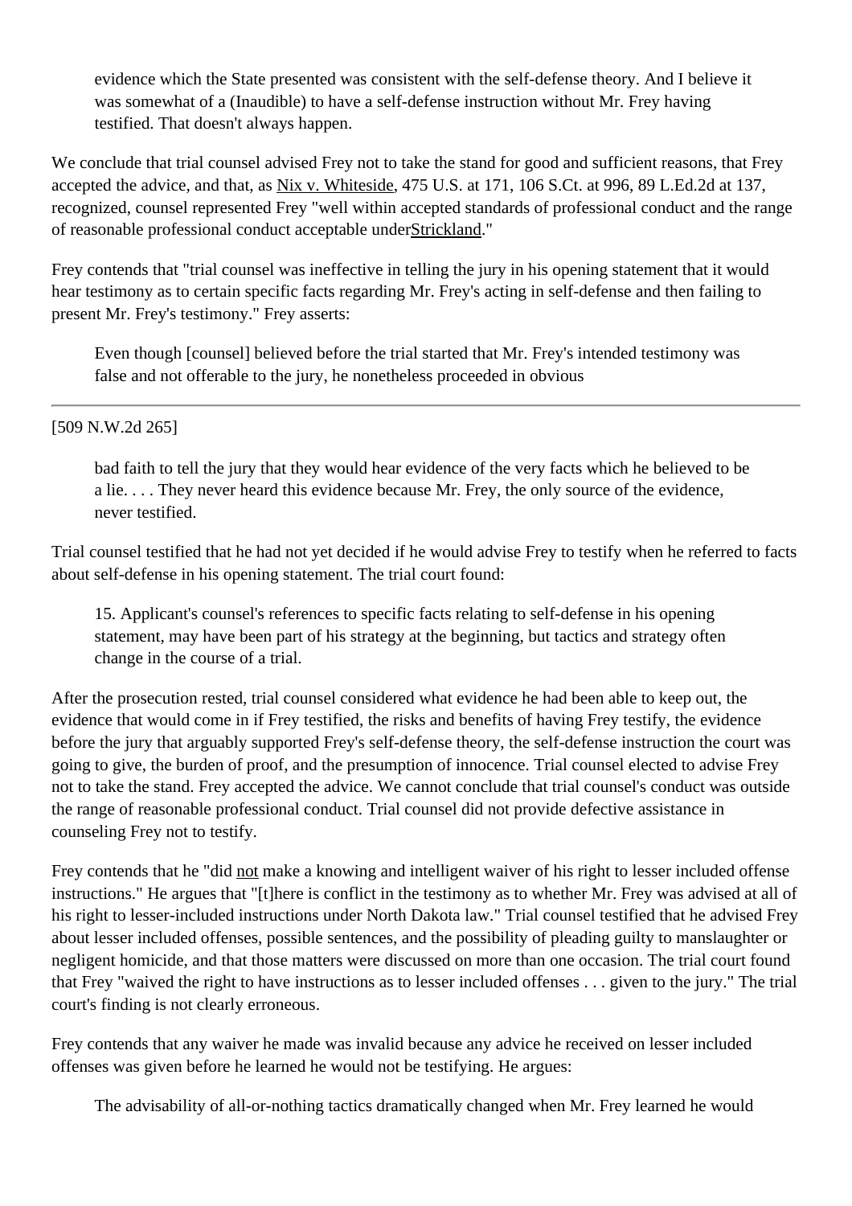> evidence which the State presented was consistent with the self-defense theory. And I believe it was somewhat of a (Inaudible) to have a self-defense instruction without Mr. Frey having testified. That doesn't always happen.

We conclude that trial counsel advised Frey not to take the stand for good and sufficient reasons, that Frey accepted the advice, and that, as Nix v. Whiteside, 475 U.S. at 171, 106 S.Ct. at 996, 89 L.Ed.2d at 137, recognized, counsel represented Frey "well within accepted standards of professional conduct and the range of reasonable professional conduct acceptable under Strickland."

Frey contends that "trial counsel was ineffective in telling the jury in his opening statement that it would hear testimony as to certain specific facts regarding Mr. Frey's acting in self-defense and then failing to present Mr. Frey's testimony." Frey asserts:

> Even though [counsel] believed before the trial started that Mr. Frey's intended testimony was false and not offerable to the jury, he nonetheless proceeded in obvious

[509 N.W.2d 265]

> bad faith to tell the jury that they would hear evidence of the very facts which he believed to be a lie. . . . They never heard this evidence because Mr. Frey, the only source of the evidence, never testified.

Trial counsel testified that he had not yet decided if he would advise Frey to testify when he referred to facts about self-defense in his opening statement. The trial court found:

> 15. Applicant's counsel's references to specific facts relating to self-defense in his opening statement, may have been part of his strategy at the beginning, but tactics and strategy often change in the course of a trial.

After the prosecution rested, trial counsel considered what evidence he had been able to keep out, the evidence that would come in if Frey testified, the risks and benefits of having Frey testify, the evidence before the jury that arguably supported Frey's self-defense theory, the self-defense instruction the court was going to give, the burden of proof, and the presumption of innocence. Trial counsel elected to advise Frey not to take the stand. Frey accepted the advice. We cannot conclude that trial counsel's conduct was outside the range of reasonable professional conduct. Trial counsel did not provide defective assistance in counseling Frey not to testify.

Frey contends that he "did not make a knowing and intelligent waiver of his right to lesser included offense instructions." He argues that "[t]here is conflict in the testimony as to whether Mr. Frey was advised at all of his right to lesser-included instructions under North Dakota law." Trial counsel testified that he advised Frey about lesser included offenses, possible sentences, and the possibility of pleading guilty to manslaughter or negligent homicide, and that those matters were discussed on more than one occasion. The trial court found that Frey "waived the right to have instructions as to lesser included offenses . . . given to the jury." The trial court's finding is not clearly erroneous.

Frey contends that any waiver he made was invalid because any advice he received on lesser included offenses was given before he learned he would not be testifying. He argues:

> The advisability of all-or-nothing tactics dramatically changed when Mr. Frey learned he would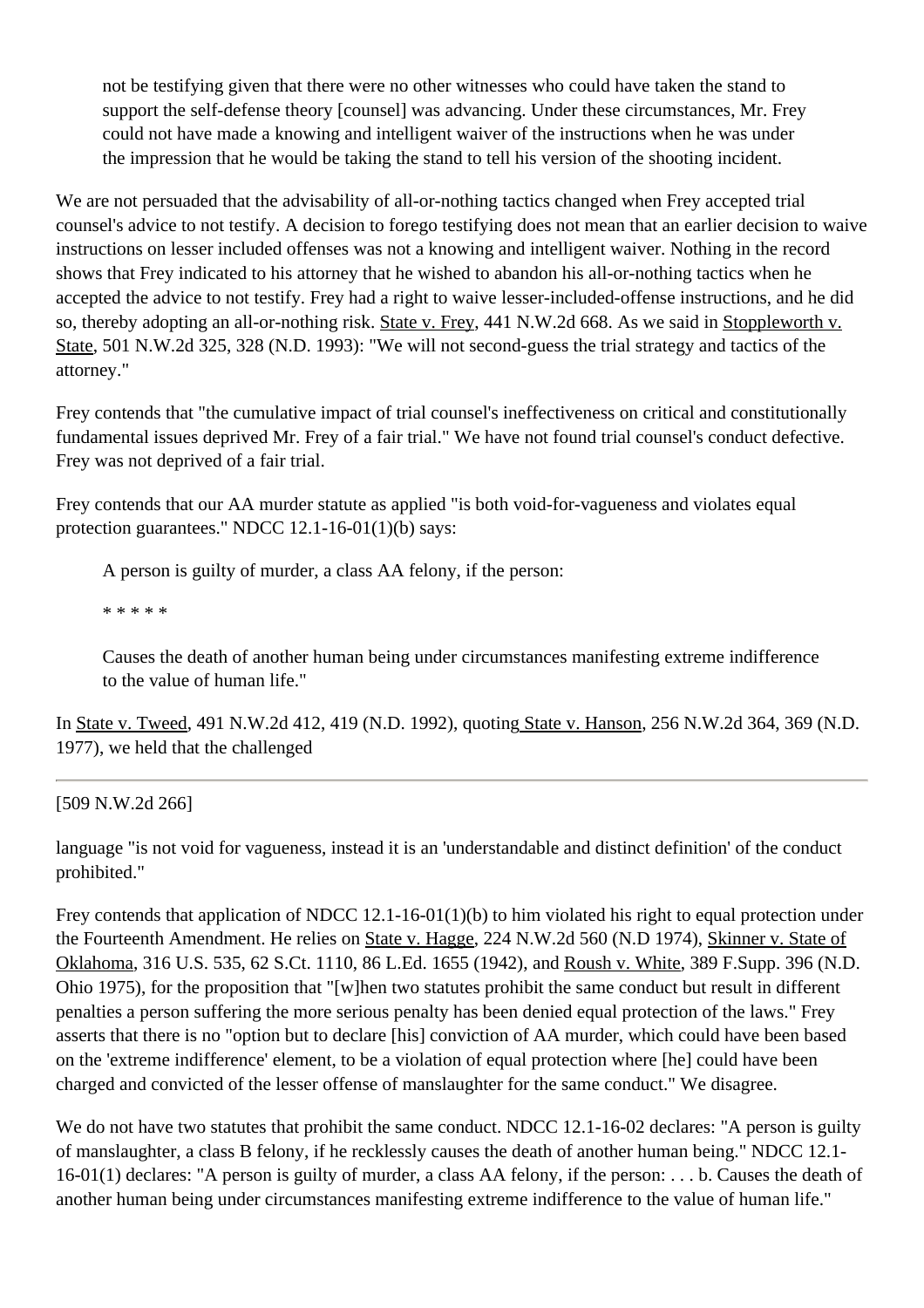> not be testifying given that there were no other witnesses who could have taken the stand to support the self-defense theory [counsel] was advancing. Under these circumstances, Mr. Frey could not have made a knowing and intelligent waiver of the instructions when he was under the impression that he would be taking the stand to tell his version of the shooting incident.

We are not persuaded that the advisability of all-or-nothing tactics changed when Frey accepted trial counsel's advice to not testify. A decision to forego testifying does not mean that an earlier decision to waive instructions on lesser included offenses was not a knowing and intelligent waiver. Nothing in the record shows that Frey indicated to his attorney that he wished to abandon his all-or-nothing tactics when he accepted the advice to not testify. Frey had a right to waive lesser-included-offense instructions, and he did so, thereby adopting an all-or-nothing risk. State v. Frey, 441 N.W.2d 668. As we said in Stoppleworth v. State, 501 N.W.2d 325, 328 (N.D. 1993): "We will not second-guess the trial strategy and tactics of the attorney."

Frey contends that "the cumulative impact of trial counsel's ineffectiveness on critical and constitutionally fundamental issues deprived Mr. Frey of a fair trial." We have not found trial counsel's conduct defective. Frey was not deprived of a fair trial.

Frey contends that our AA murder statute as applied "is both void-for-vagueness and violates equal protection guarantees." NDCC 12.1-16-01(1)(b) says:

> A person is guilty of murder, a class AA felony, if the person:
>
> * * * * *
>
> Causes the death of another human being under circumstances manifesting extreme indifference to the value of human life."

In State v. Tweed, 491 N.W.2d 412, 419 (N.D. 1992), quoting State v. Hanson, 256 N.W.2d 364, 369 (N.D. 1977), we held that the challenged

[509 N.W.2d 266]

language "is not void for vagueness, instead it is an 'understandable and distinct definition' of the conduct prohibited."

Frey contends that application of NDCC 12.1-16-01(1)(b) to him violated his right to equal protection under the Fourteenth Amendment. He relies on State v. Hagge, 224 N.W.2d 560 (N.D 1974), Skinner v. State of Oklahoma, 316 U.S. 535, 62 S.Ct. 1110, 86 L.Ed. 1655 (1942), and Roush v. White, 389 F.Supp. 396 (N.D. Ohio 1975), for the proposition that "[w]hen two statutes prohibit the same conduct but result in different penalties a person suffering the more serious penalty has been denied equal protection of the laws." Frey asserts that there is no "option but to declare [his] conviction of AA murder, which could have been based on the 'extreme indifference' element, to be a violation of equal protection where [he] could have been charged and convicted of the lesser offense of manslaughter for the same conduct." We disagree.

We do not have two statutes that prohibit the same conduct. NDCC 12.1-16-02 declares: "A person is guilty of manslaughter, a class B felony, if he recklessly causes the death of another human being." NDCC 12.1-16-01(1) declares: "A person is guilty of murder, a class AA felony, if the person: . . . b. Causes the death of another human being under circumstances manifesting extreme indifference to the value of human life."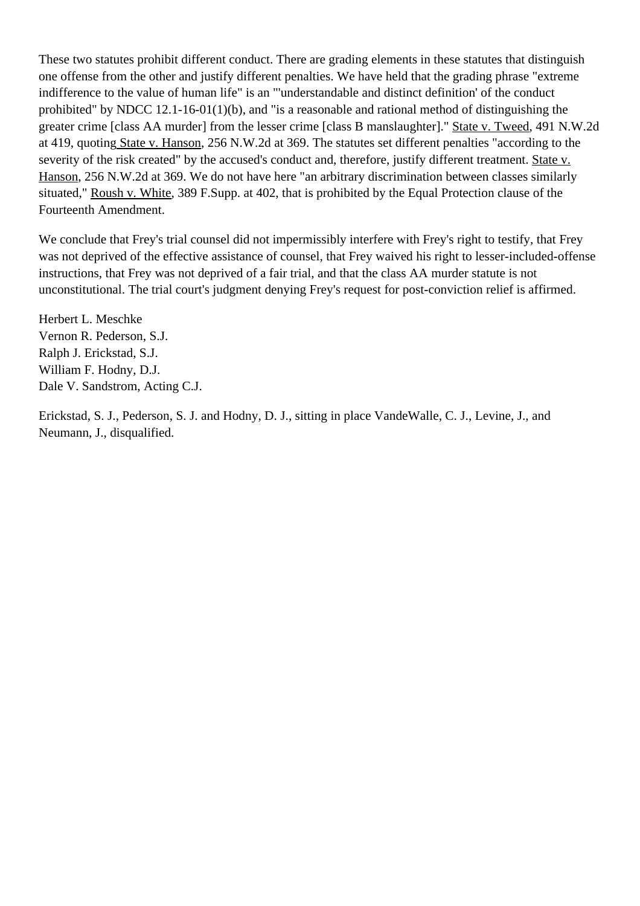These two statutes prohibit different conduct. There are grading elements in these statutes that distinguish one offense from the other and justify different penalties. We have held that the grading phrase "extreme indifference to the value of human life" is an "'understandable and distinct definition' of the conduct prohibited" by NDCC 12.1-16-01(1)(b), and "is a reasonable and rational method of distinguishing the greater crime [class AA murder] from the lesser crime [class B manslaughter]." State v. Tweed, 491 N.W.2d at 419, quoting State v. Hanson, 256 N.W.2d at 369. The statutes set different penalties "according to the severity of the risk created" by the accused's conduct and, therefore, justify different treatment. State v. Hanson, 256 N.W.2d at 369. We do not have here "an arbitrary discrimination between classes similarly situated," Roush v. White, 389 F.Supp. at 402, that is prohibited by the Equal Protection clause of the Fourteenth Amendment.

We conclude that Frey's trial counsel did not impermissibly interfere with Frey's right to testify, that Frey was not deprived of the effective assistance of counsel, that Frey waived his right to lesser-included-offense instructions, that Frey was not deprived of a fair trial, and that the class AA murder statute is not unconstitutional. The trial court's judgment denying Frey's request for post-conviction relief is affirmed.

Herbert L. Meschke  
Vernon R. Pederson, S.J.  
Ralph J. Erickstad, S.J.  
William F. Hodny, D.J.  
Dale V. Sandstrom, Acting C.J.

Erickstad, S. J., Pederson, S. J. and Hodny, D. J., sitting in place VandeWalle, C. J., Levine, J., and Neumann, J., disqualified.